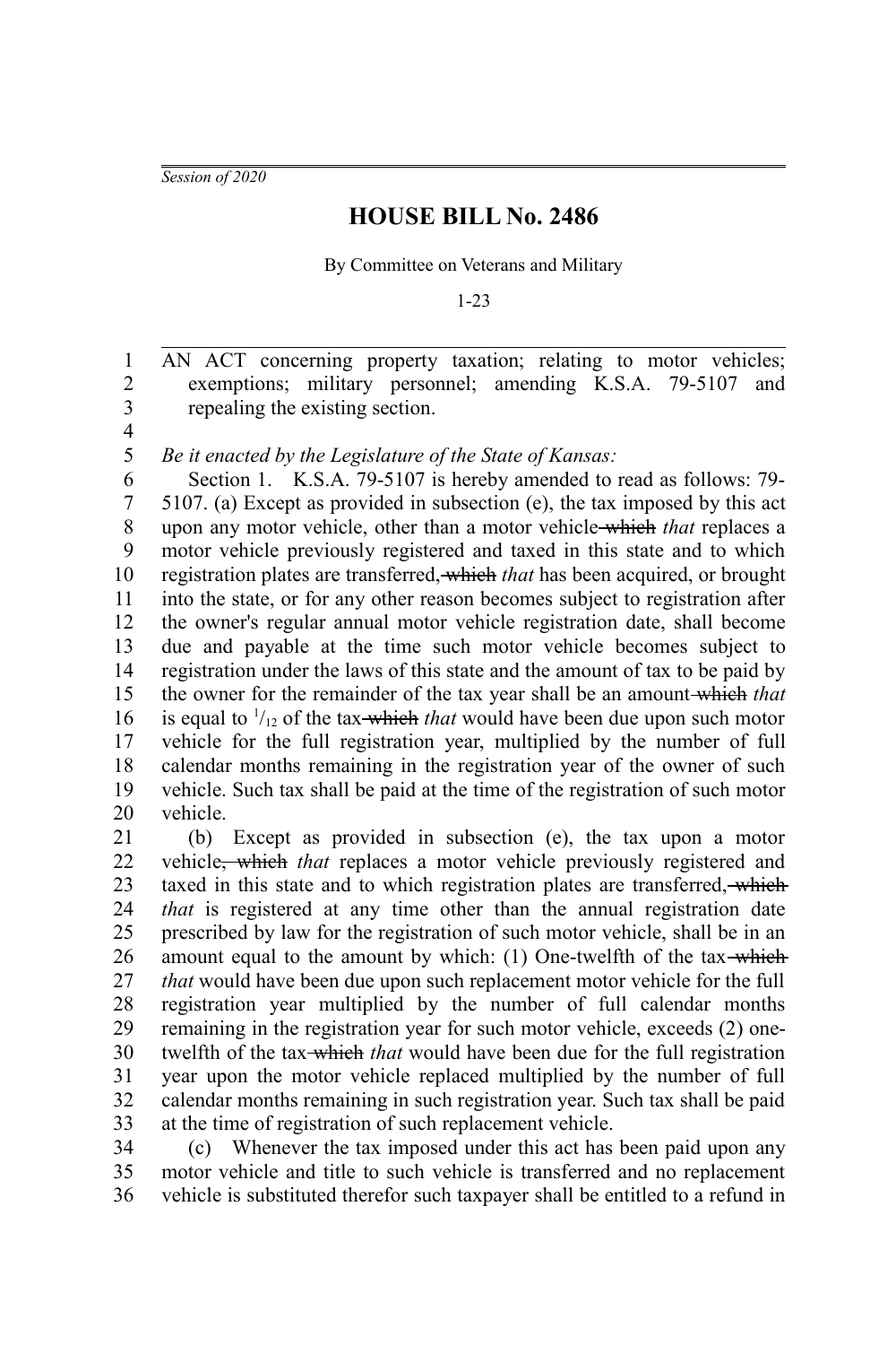*Session of 2020*

# HOUSE BILL No. 2486

By Committee on Veterans and Military

1-23

AN ACT concerning property taxation; relating to motor vehicles; exemptions; military personnel; amending K.S.A. 79-5107 and repealing the existing section.

*Be it enacted by the Legislature of the State of Kansas:*

Section 1. K.S.A. 79-5107 is hereby amended to read as follows: 79-5107. (a) Except as provided in subsection (e), the tax imposed by this act upon any motor vehicle, other than a motor vehicle ~~which~~ *that* replaces a motor vehicle previously registered and taxed in this state and to which registration plates are transferred, ~~which~~ *that* has been acquired, or brought into the state, or for any other reason becomes subject to registration after the owner's regular annual motor vehicle registration date, shall become due and payable at the time such motor vehicle becomes subject to registration under the laws of this state and the amount of tax to be paid by the owner for the remainder of the tax year shall be an amount ~~which~~ *that* is equal to $^1/_{12}$ of the tax ~~which~~ *that* would have been due upon such motor vehicle for the full registration year, multiplied by the number of full calendar months remaining in the registration year of the owner of such vehicle. Such tax shall be paid at the time of the registration of such motor vehicle.

(b) Except as provided in subsection (e), the tax upon a motor vehicle~~, which~~ *that* replaces a motor vehicle previously registered and taxed in this state and to which registration plates are transferred, ~~which~~ *that* is registered at any time other than the annual registration date prescribed by law for the registration of such motor vehicle, shall be in an amount equal to the amount by which: (1) One-twelfth of the tax ~~which~~ *that* would have been due upon such replacement motor vehicle for the full registration year multiplied by the number of full calendar months remaining in the registration year for such motor vehicle, exceeds (2) one-twelfth of the tax ~~which~~ *that* would have been due for the full registration year upon the motor vehicle replaced multiplied by the number of full calendar months remaining in such registration year. Such tax shall be paid at the time of registration of such replacement vehicle.

(c) Whenever the tax imposed under this act has been paid upon any motor vehicle and title to such vehicle is transferred and no replacement vehicle is substituted therefor such taxpayer shall be entitled to a refund in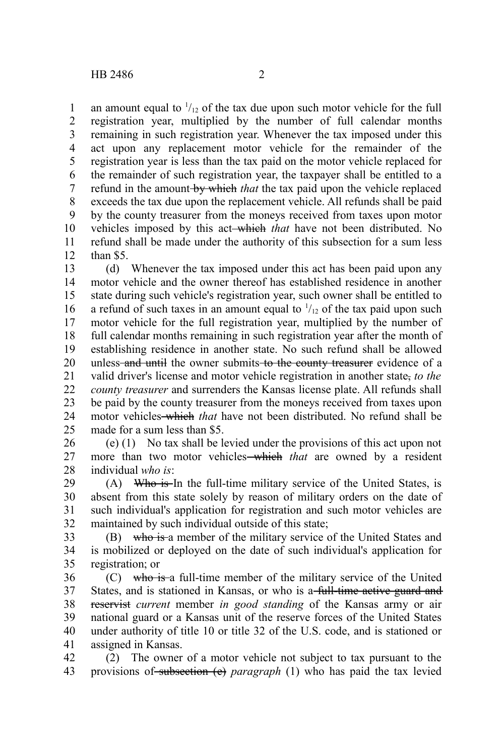an amount equal to $^{1}/_{12}$ of the tax due upon such motor vehicle for the full registration year, multiplied by the number of full calendar months remaining in such registration year. Whenever the tax imposed under this act upon any replacement motor vehicle for the remainder of the registration year is less than the tax paid on the motor vehicle replaced for the remainder of such registration year, the taxpayer shall be entitled to a refund in the amount ~~by which~~ *that* the tax paid upon the vehicle replaced exceeds the tax due upon the replacement vehicle. All refunds shall be paid by the county treasurer from the moneys received from taxes upon motor vehicles imposed by this act ~~which~~ *that* have not been distributed. No refund shall be made under the authority of this subsection for a sum less than $5.

(d) Whenever the tax imposed under this act has been paid upon any motor vehicle and the owner thereof has established residence in another state during such vehicle's registration year, such owner shall be entitled to a refund of such taxes in an amount equal to $^{1}/_{12}$ of the tax paid upon such motor vehicle for the full registration year, multiplied by the number of full calendar months remaining in such registration year after the month of establishing residence in another state. No such refund shall be allowed unless ~~and until~~ the owner submits ~~to the county treasurer~~ evidence of a valid driver's license and motor vehicle registration in another state~~,~~ *to the county treasurer* and surrenders the Kansas license plate. All refunds shall be paid by the county treasurer from the moneys received from taxes upon motor vehicles ~~which~~ *that* have not been distributed. No refund shall be made for a sum less than $5.

(e) (1) No tax shall be levied under the provisions of this act upon not more than two motor vehicles ~~which~~ *that* are owned by a resident individual *who is*:

(A) ~~Who is~~ In the full-time military service of the United States, is absent from this state solely by reason of military orders on the date of such individual's application for registration and such motor vehicles are maintained by such individual outside of this state;

(B) ~~who is~~ a member of the military service of the United States and is mobilized or deployed on the date of such individual's application for registration; or

(C) ~~who is~~ a full-time member of the military service of the United States, and is stationed in Kansas, or who is a ~~full-time active guard and reservist~~ *current* member *in good standing* of the Kansas army or air national guard or a Kansas unit of the reserve forces of the United States under authority of title 10 or title 32 of the U.S. code, and is stationed or assigned in Kansas.

(2) The owner of a motor vehicle not subject to tax pursuant to the provisions of ~~subsection (e)~~ *paragraph* (1) who has paid the tax levied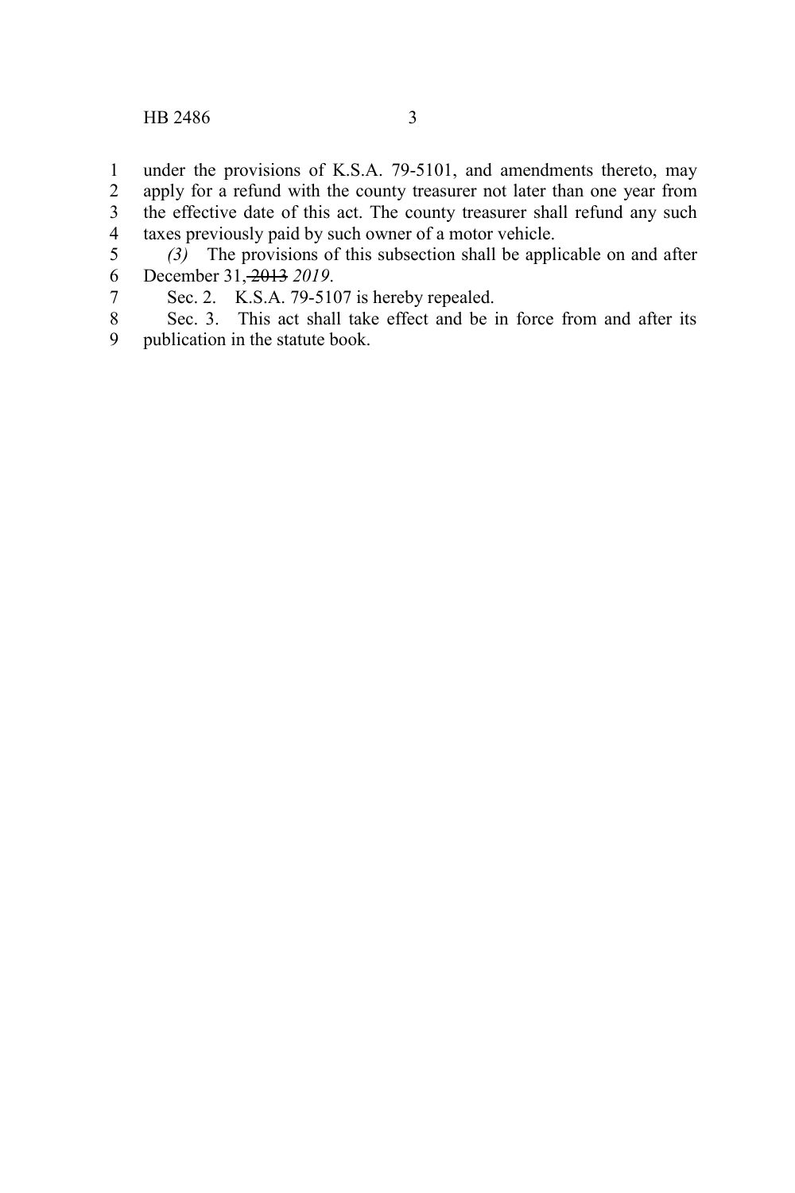under the provisions of K.S.A. 79-5101, and amendments thereto, may apply for a refund with the county treasurer not later than one year from the effective date of this act. The county treasurer shall refund any such taxes previously paid by such owner of a motor vehicle.

*(3)* The provisions of this subsection shall be applicable on and after December 31, ~~2013~~ *2019*.

Sec. 2. K.S.A. 79-5107 is hereby repealed.

Sec. 3. This act shall take effect and be in force from and after its publication in the statute book.